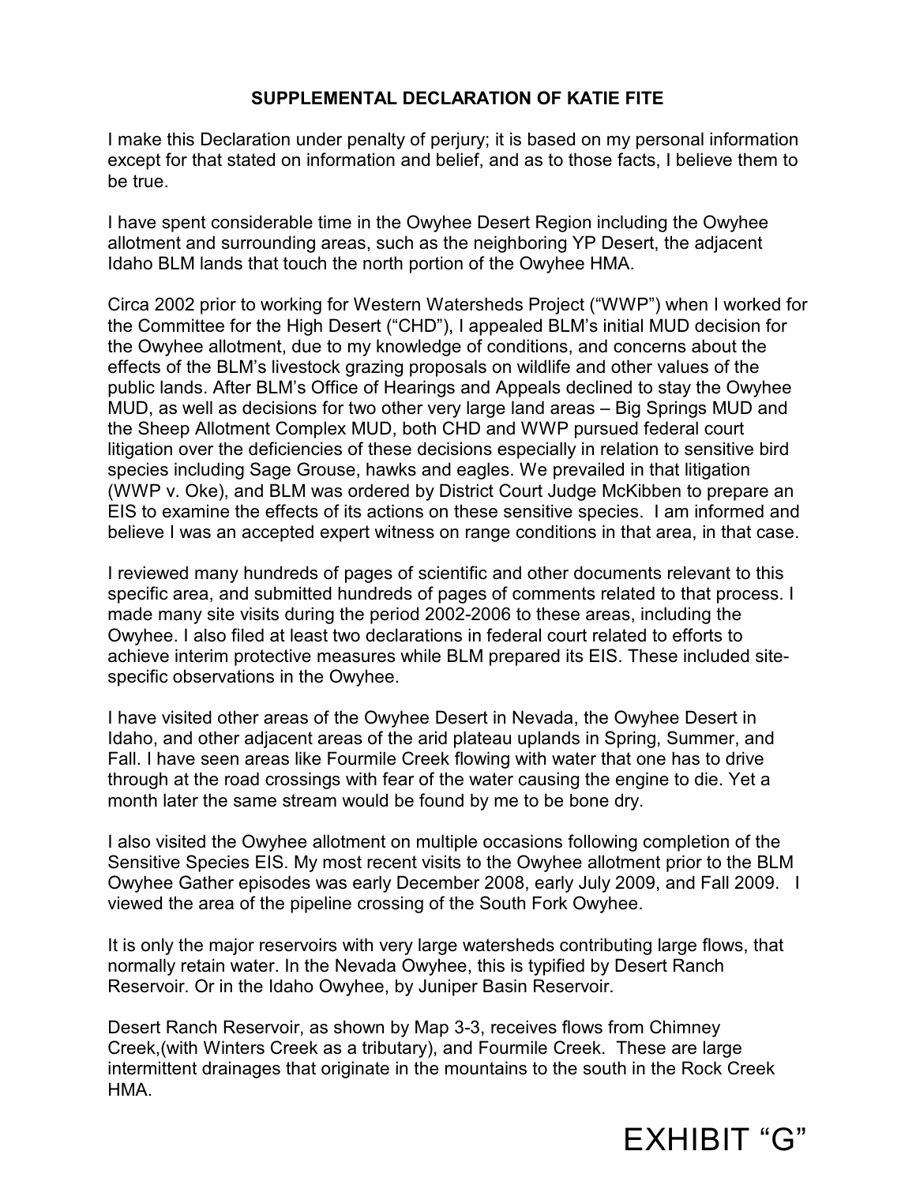# SUPPLEMENTAL DECLARATION OF KATIE FITE

I make this Declaration under penalty of perjury; it is based on my personal information except for that stated on information and belief, and as to those facts, I believe them to be true.

I have spent considerable time in the Owyhee Desert Region including the Owyhee allotment and surrounding areas, such as the neighboring YP Desert, the adjacent Idaho BLM lands that touch the north portion of the Owyhee HMA.

Circa 2002 prior to working for Western Watersheds Project ("WWP") when I worked for the Committee for the High Desert ("CHD"), I appealed BLM's initial MUD decision for the Owyhee allotment, due to my knowledge of conditions, and concerns about the effects of the BLM's livestock grazing proposals on wildlife and other values of the public lands. After BLM's Office of Hearings and Appeals declined to stay the Owyhee MUD, as well as decisions for two other very large land areas – Big Springs MUD and the Sheep Allotment Complex MUD, both CHD and WWP pursued federal court litigation over the deficiencies of these decisions especially in relation to sensitive bird species including Sage Grouse, hawks and eagles. We prevailed in that litigation (WWP v. Oke), and BLM was ordered by District Court Judge McKibben to prepare an EIS to examine the effects of its actions on these sensitive species. I am informed and believe I was an accepted expert witness on range conditions in that area, in that case.

I reviewed many hundreds of pages of scientific and other documents relevant to this specific area, and submitted hundreds of pages of comments related to that process. I made many site visits during the period 2002-2006 to these areas, including the Owyhee. I also filed at least two declarations in federal court related to efforts to achieve interim protective measures while BLM prepared its EIS. These included site-specific observations in the Owyhee.

I have visited other areas of the Owyhee Desert in Nevada, the Owyhee Desert in Idaho, and other adjacent areas of the arid plateau uplands in Spring, Summer, and Fall. I have seen areas like Fourmile Creek flowing with water that one has to drive through at the road crossings with fear of the water causing the engine to die. Yet a month later the same stream would be found by me to be bone dry.

I also visited the Owyhee allotment on multiple occasions following completion of the Sensitive Species EIS. My most recent visits to the Owyhee allotment prior to the BLM Owyhee Gather episodes was early December 2008, early July 2009, and Fall 2009. I viewed the area of the pipeline crossing of the South Fork Owyhee.

It is only the major reservoirs with very large watersheds contributing large flows, that normally retain water. In the Nevada Owyhee, this is typified by Desert Ranch Reservoir. Or in the Idaho Owyhee, by Juniper Basin Reservoir.

Desert Ranch Reservoir, as shown by Map 3-3, receives flows from Chimney Creek,(with Winters Creek as a tributary), and Fourmile Creek. These are large intermittent drainages that originate in the mountains to the south in the Rock Creek HMA.

EXHIBIT "G"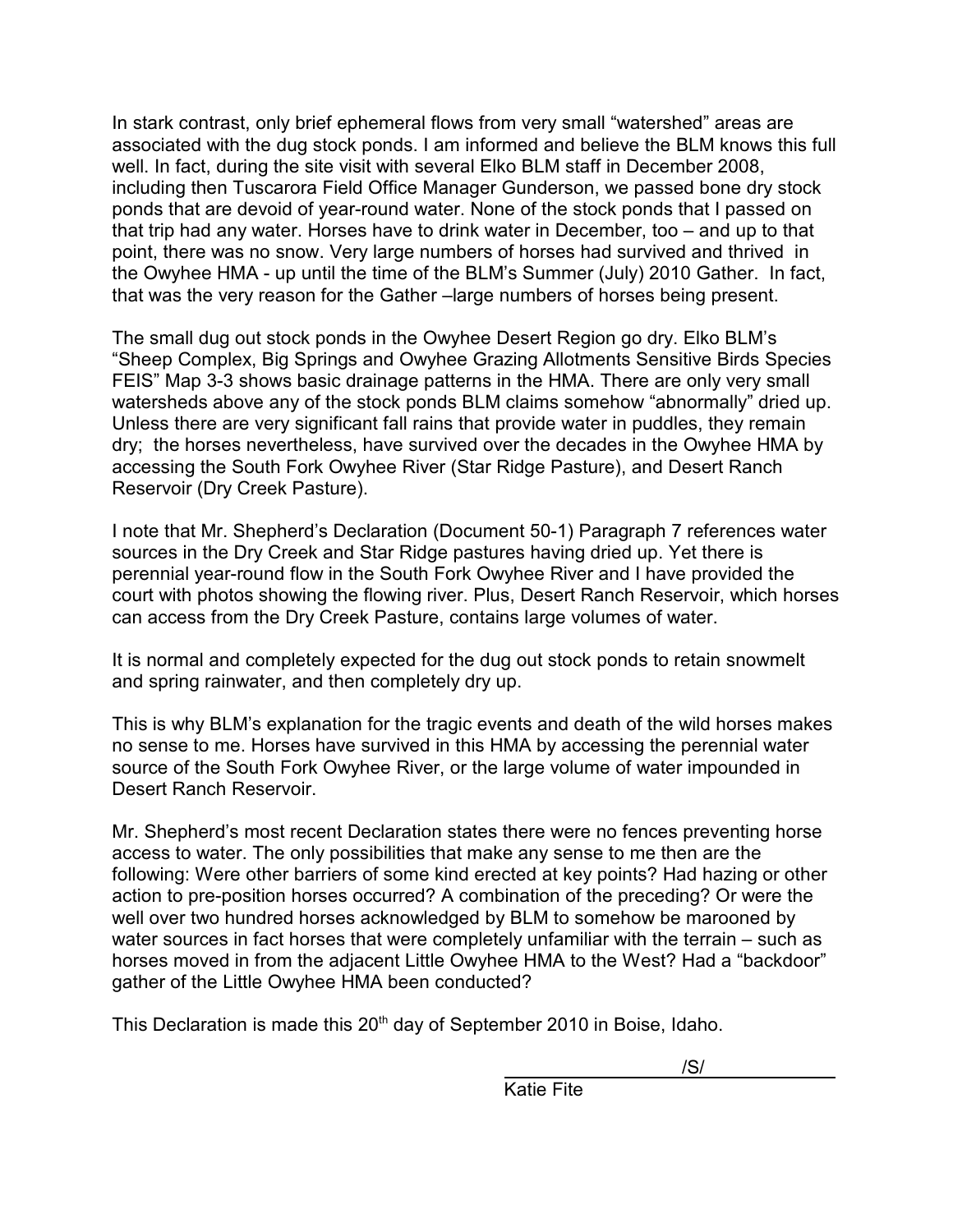In stark contrast, only brief ephemeral flows from very small "watershed" areas are associated with the dug stock ponds. I am informed and believe the BLM knows this full well. In fact, during the site visit with several Elko BLM staff in December 2008, including then Tuscarora Field Office Manager Gunderson, we passed bone dry stock ponds that are devoid of year-round water. None of the stock ponds that I passed on that trip had any water. Horses have to drink water in December, too – and up to that point, there was no snow. Very large numbers of horses had survived and thrived in the Owyhee HMA - up until the time of the BLM's Summer (July) 2010 Gather. In fact, that was the very reason for the Gather –large numbers of horses being present.

The small dug out stock ponds in the Owyhee Desert Region go dry. Elko BLM's "Sheep Complex, Big Springs and Owyhee Grazing Allotments Sensitive Birds Species FEIS" Map 3-3 shows basic drainage patterns in the HMA. There are only very small watersheds above any of the stock ponds BLM claims somehow "abnormally" dried up. Unless there are very significant fall rains that provide water in puddles, they remain dry; the horses nevertheless, have survived over the decades in the Owyhee HMA by accessing the South Fork Owyhee River (Star Ridge Pasture), and Desert Ranch Reservoir (Dry Creek Pasture).

I note that Mr. Shepherd's Declaration (Document 50-1) Paragraph 7 references water sources in the Dry Creek and Star Ridge pastures having dried up. Yet there is perennial year-round flow in the South Fork Owyhee River and I have provided the court with photos showing the flowing river. Plus, Desert Ranch Reservoir, which horses can access from the Dry Creek Pasture, contains large volumes of water.

It is normal and completely expected for the dug out stock ponds to retain snowmelt and spring rainwater, and then completely dry up.

This is why BLM's explanation for the tragic events and death of the wild horses makes no sense to me. Horses have survived in this HMA by accessing the perennial water source of the South Fork Owyhee River, or the large volume of water impounded in Desert Ranch Reservoir.

Mr. Shepherd's most recent Declaration states there were no fences preventing horse access to water. The only possibilities that make any sense to me then are the following: Were other barriers of some kind erected at key points? Had hazing or other action to pre-position horses occurred? A combination of the preceding? Or were the well over two hundred horses acknowledged by BLM to somehow be marooned by water sources in fact horses that were completely unfamiliar with the terrain – such as horses moved in from the adjacent Little Owyhee HMA to the West? Had a "backdoor" gather of the Little Owyhee HMA been conducted?

This Declaration is made this 20th day of September 2010 in Boise, Idaho.

/S/

Katie Fite